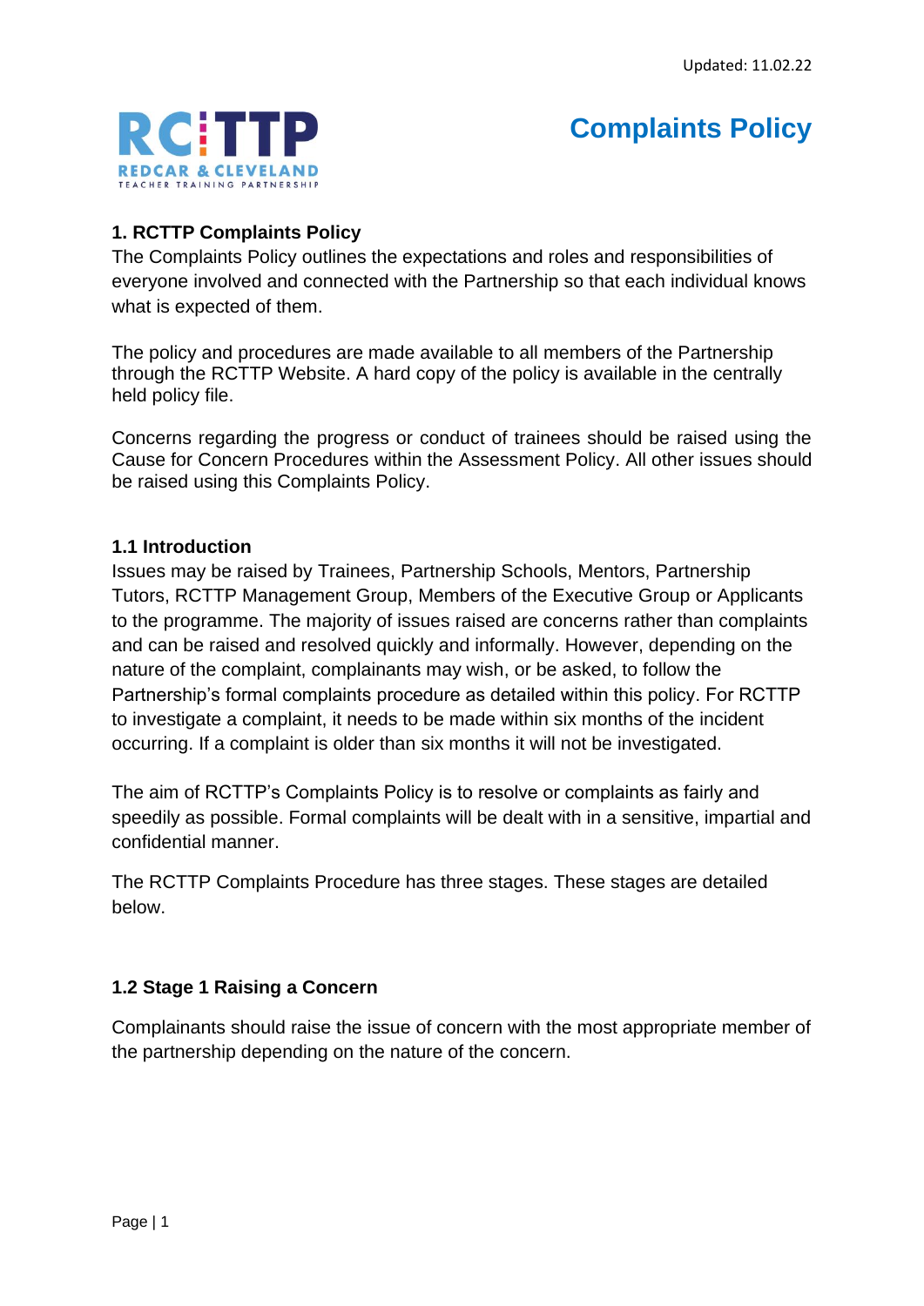Updated: 11.02.22

# Complaints Policy

## 1. RCTTP Complaints Policy

The Complaints Policy outlines the expectations and roles and responsibilities of everyone involved and connected with the Partnership so that each individual knows what is expected of them.

The policy and procedures are made available to all members of the Partnership through the RCTTP Website. A hard copy of the policy is available in the centrally held policy file.

Concerns regarding the progress or conduct of trainees should be raised using the Cause for Concern Procedures within the Assessment Policy. All other issues should be raised using this Complaints Policy.

### 1.1 Introduction

Issues may be raised by Trainees, Partnership Schools, Mentors, Partnership Tutors, RCTTP Management Group, Members of the Executive Group or Applicants to the programme. The majority of issues raised are concerns rather than complaints and can be raised and resolved quickly and informally. However, depending on the nature of the complaint, complainants may wish, or be asked, to follow the Partnership's formal complaints procedure as detailed within this policy. For RCTTP to investigate a complaint, it needs to be made within six months of the incident occurring. If a complaint is older than six months it will not be investigated.

The aim of RCTTP's Complaints Policy is to resolve or complaints as fairly and speedily as possible. Formal complaints will be dealt with in a sensitive, impartial and confidential manner.

The RCTTP Complaints Procedure has three stages. These stages are detailed below.

### 1.2 Stage 1 Raising a Concern

Complainants should raise the issue of concern with the most appropriate member of the partnership depending on the nature of the concern.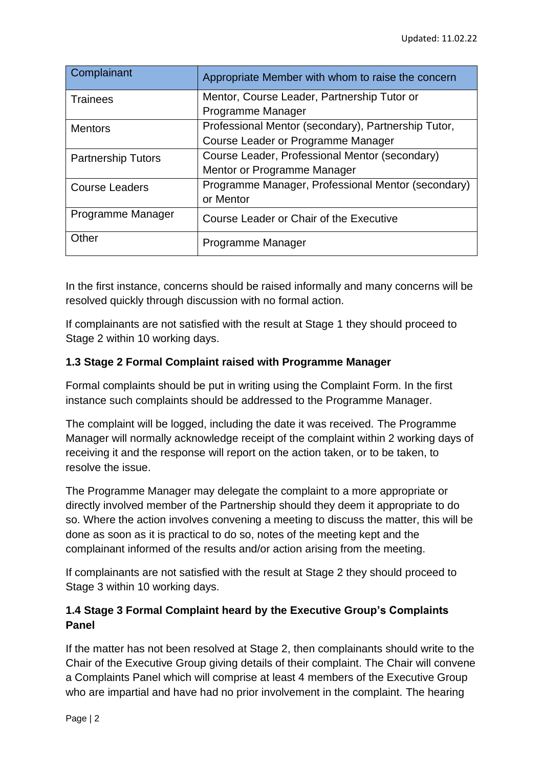| Complainant | Appropriate Member with whom to raise the concern |
|---|---|
| Trainees | Mentor, Course Leader, Partnership Tutor or Programme Manager |
| Mentors | Professional Mentor (secondary), Partnership Tutor, Course Leader or Programme Manager |
| Partnership Tutors | Course Leader, Professional Mentor (secondary) Mentor or Programme Manager |
| Course Leaders | Programme Manager, Professional Mentor (secondary) or Mentor |
| Programme Manager | Course Leader or Chair of the Executive |
| Other | Programme Manager |

In the first instance, concerns should be raised informally and many concerns will be resolved quickly through discussion with no formal action.

If complainants are not satisfied with the result at Stage 1 they should proceed to Stage 2 within 10 working days.

### 1.3 Stage 2 Formal Complaint raised with Programme Manager

Formal complaints should be put in writing using the Complaint Form. In the first instance such complaints should be addressed to the Programme Manager.

The complaint will be logged, including the date it was received. The Programme Manager will normally acknowledge receipt of the complaint within 2 working days of receiving it and the response will report on the action taken, or to be taken, to resolve the issue.

The Programme Manager may delegate the complaint to a more appropriate or directly involved member of the Partnership should they deem it appropriate to do so. Where the action involves convening a meeting to discuss the matter, this will be done as soon as it is practical to do so, notes of the meeting kept and the complainant informed of the results and/or action arising from the meeting.

If complainants are not satisfied with the result at Stage 2 they should proceed to Stage 3 within 10 working days.

### 1.4 Stage 3 Formal Complaint heard by the Executive Group's Complaints Panel

If the matter has not been resolved at Stage 2, then complainants should write to the Chair of the Executive Group giving details of their complaint. The Chair will convene a Complaints Panel which will comprise at least 4 members of the Executive Group who are impartial and have had no prior involvement in the complaint. The hearing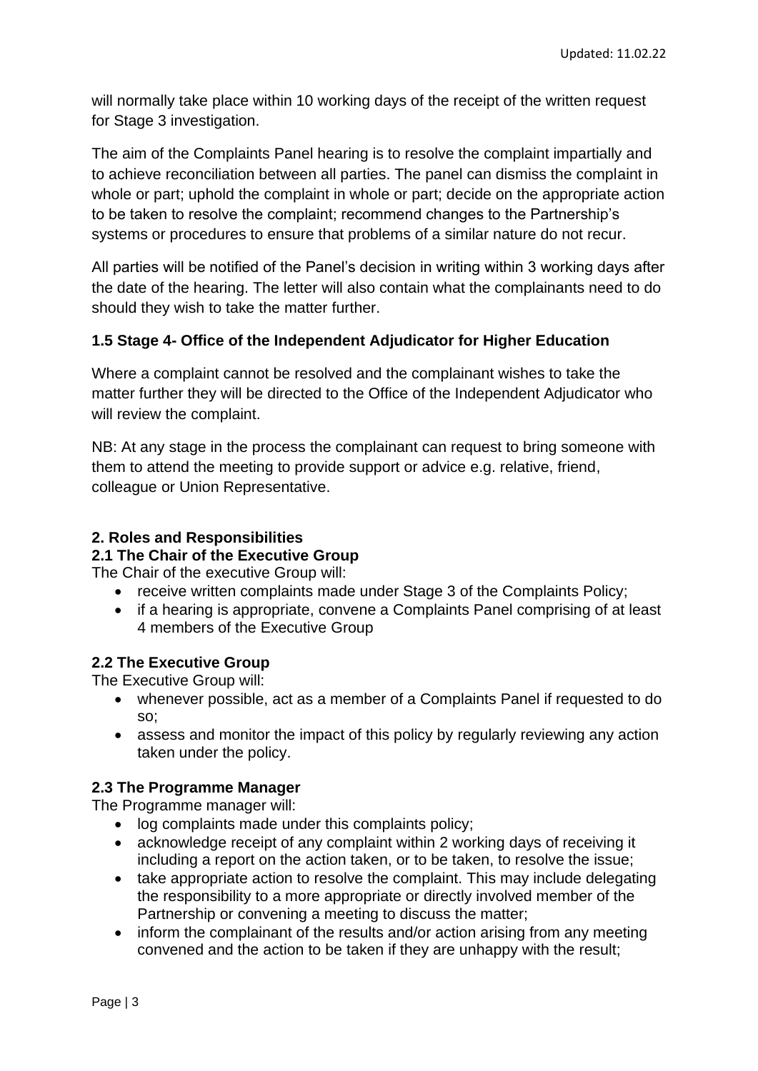will normally take place within 10 working days of the receipt of the written request for Stage 3 investigation.

The aim of the Complaints Panel hearing is to resolve the complaint impartially and to achieve reconciliation between all parties. The panel can dismiss the complaint in whole or part; uphold the complaint in whole or part; decide on the appropriate action to be taken to resolve the complaint; recommend changes to the Partnership's systems or procedures to ensure that problems of a similar nature do not recur.

All parties will be notified of the Panel's decision in writing within 3 working days after the date of the hearing. The letter will also contain what the complainants need to do should they wish to take the matter further.

### 1.5 Stage 4- Office of the Independent Adjudicator for Higher Education

Where a complaint cannot be resolved and the complainant wishes to take the matter further they will be directed to the Office of the Independent Adjudicator who will review the complaint.

NB: At any stage in the process the complainant can request to bring someone with them to attend the meeting to provide support or advice e.g. relative, friend, colleague or Union Representative.

## 2. Roles and Responsibilities

### 2.1 The Chair of the Executive Group

The Chair of the executive Group will:

- receive written complaints made under Stage 3 of the Complaints Policy;
- if a hearing is appropriate, convene a Complaints Panel comprising of at least 4 members of the Executive Group

### 2.2 The Executive Group

The Executive Group will:

- whenever possible, act as a member of a Complaints Panel if requested to do so;
- assess and monitor the impact of this policy by regularly reviewing any action taken under the policy.

### 2.3 The Programme Manager

The Programme manager will:

- log complaints made under this complaints policy;
- acknowledge receipt of any complaint within 2 working days of receiving it including a report on the action taken, or to be taken, to resolve the issue;
- take appropriate action to resolve the complaint. This may include delegating the responsibility to a more appropriate or directly involved member of the Partnership or convening a meeting to discuss the matter;
- inform the complainant of the results and/or action arising from any meeting convened and the action to be taken if they are unhappy with the result;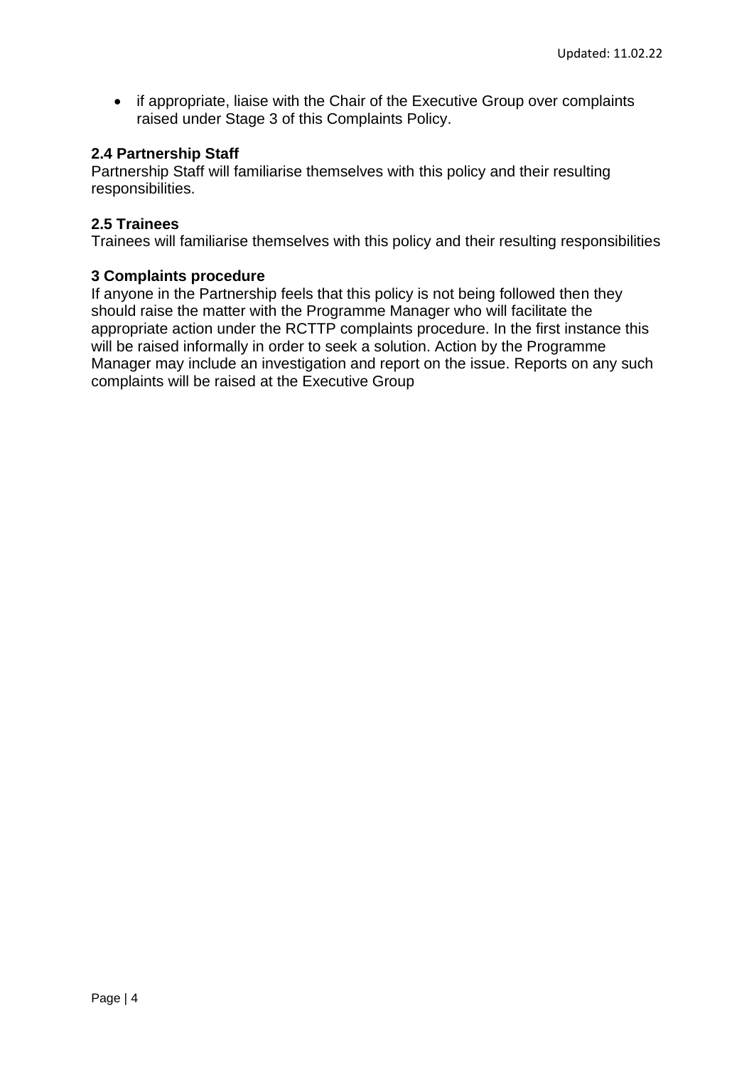- if appropriate, liaise with the Chair of the Executive Group over complaints raised under Stage 3 of this Complaints Policy.

### 2.4 Partnership Staff

Partnership Staff will familiarise themselves with this policy and their resulting responsibilities.

### 2.5 Trainees

Trainees will familiarise themselves with this policy and their resulting responsibilities

## 3 Complaints procedure

If anyone in the Partnership feels that this policy is not being followed then they should raise the matter with the Programme Manager who will facilitate the appropriate action under the RCTTP complaints procedure. In the first instance this will be raised informally in order to seek a solution. Action by the Programme Manager may include an investigation and report on the issue. Reports on any such complaints will be raised at the Executive Group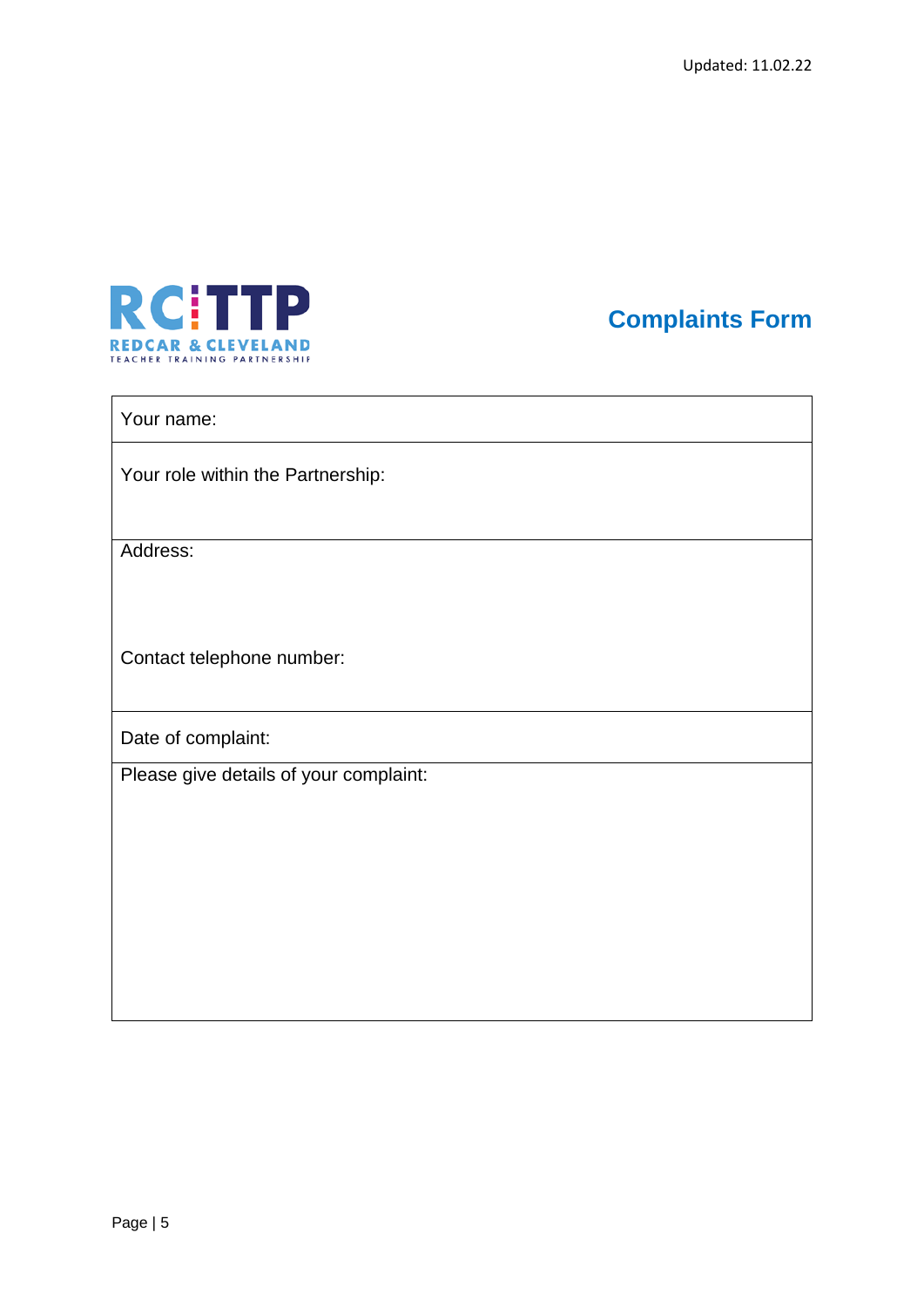Updated: 11.02.22

RC TTP
REDCAR & CLEVELAND
TEACHER TRAINING PARTNERSHIP

# Complaints Form

| Your name: |
|---|
| Your role within the Partnership: |
| Address:<br><br><br>Contact telephone number: |
| Date of complaint: |
| Please give details of your complaint: |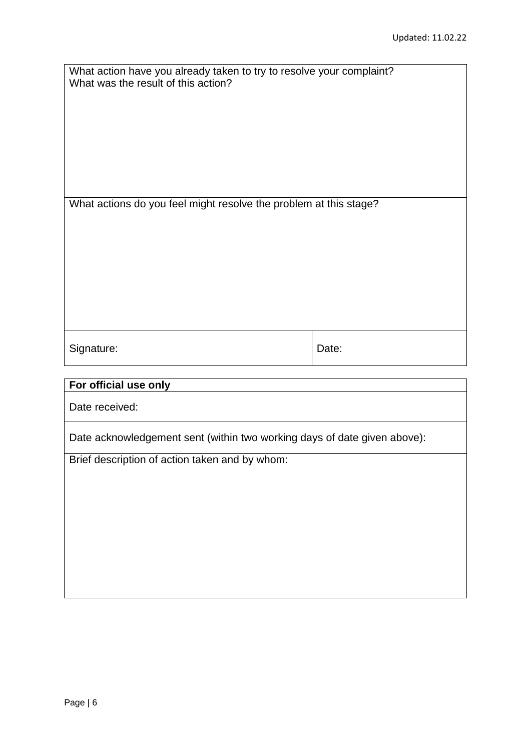| What action have you already taken to try to resolve your complaint?<br>What was the result of this action? | |
|---|---|
| What actions do you feel might resolve the problem at this stage? | |
| Signature: | Date: |

| **For official use only** |
|---|
| Date received: |
| Date acknowledgement sent (within two working days of date given above): |
| Brief description of action taken and by whom: |